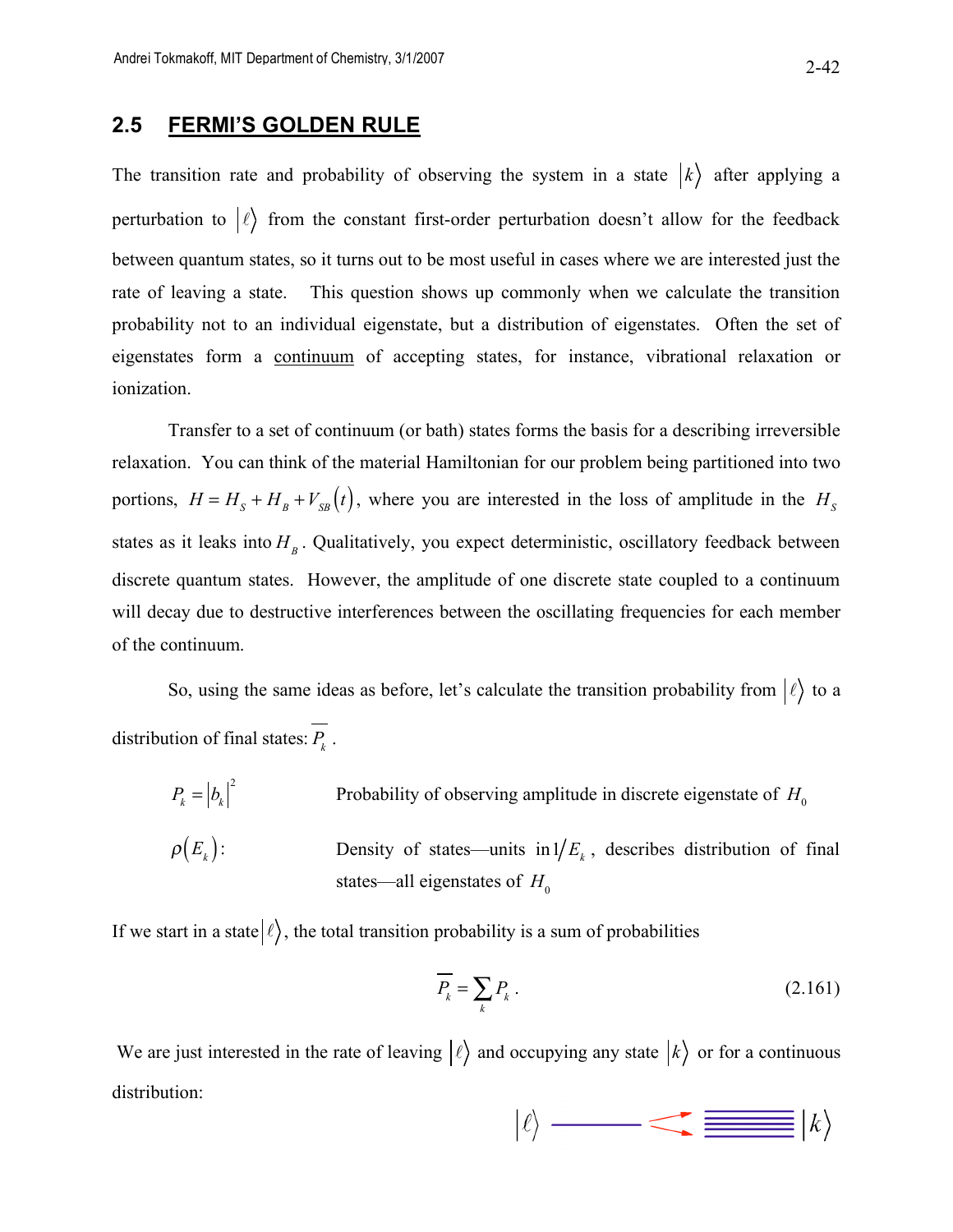## 2.5 FERMI'S GOLDEN RULE

The transition rate and probability of observing the system in a state $|k\rangle$ after applying a perturbation to $|\ell\rangle$ from the constant first-order perturbation doesn't allow for the feedback between quantum states, so it turns out to be most useful in cases where we are interested just the rate of leaving a state. This question shows up commonly when we calculate the transition probability not to an individual eigenstate, but a distribution of eigenstates. Often the set of eigenstates form a continuum of accepting states, for instance, vibrational relaxation or ionization.

Transfer to a set of continuum (or bath) states forms the basis for a describing irreversible relaxation. You can think of the material Hamiltonian for our problem being partitioned into two portions, $H = H_S + H_B + V_{SB}(t)$, where you are interested in the loss of amplitude in the $H_S$ states as it leaks into $H_B$. Qualitatively, you expect deterministic, oscillatory feedback between discrete quantum states. However, the amplitude of one discrete state coupled to a continuum will decay due to destructive interferences between the oscillating frequencies for each member of the continuum.

So, using the same ideas as before, let's calculate the transition probability from $|\ell\rangle$ to a distribution of final states: $\overline{P_k}$.

$P_k = |b_k|^2$ — Probability of observing amplitude in discrete eigenstate of $H_0$

$\rho(E_k)$: — Density of states—units in $1/E_k$, describes distribution of final states—all eigenstates of $H_0$

If we start in a state $|\ell\rangle$, the total transition probability is a sum of probabilities

$$\overline{P_k} = \sum_k P_k . \tag{2.161}$$

We are just interested in the rate of leaving $|\ell\rangle$ and occupying any state $|k\rangle$ or for a continuous distribution: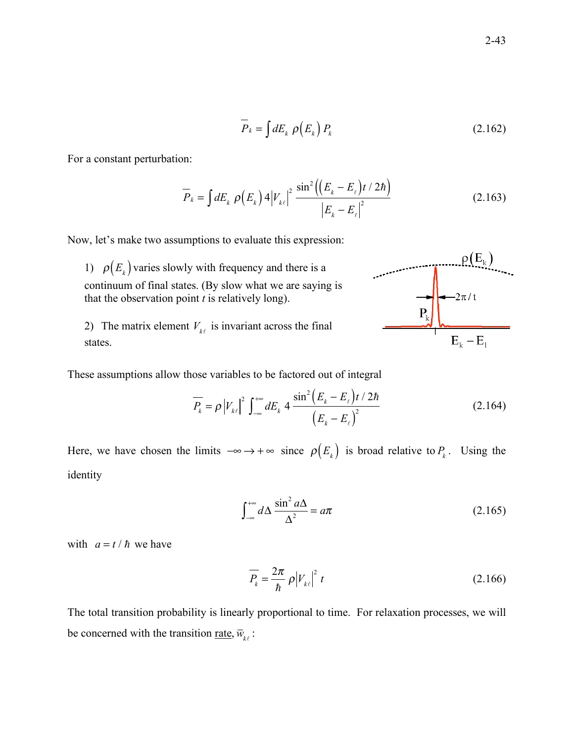$$\overline{P}_k = \int dE_k \; \rho\left(E_k\right) P_k \tag{2.162}$$

For a constant perturbation:

$$\overline{P}_k = \int dE_k \; \rho\left(E_k\right) 4\left|V_{k\ell}\right|^2 \frac{\sin^2\left(\left(E_k - E_\ell\right)t / 2\hbar\right)}{\left|E_k - E_\ell\right|^2} \tag{2.163}$$

Now, let's make two assumptions to evaluate this expression:

1) $\rho\left(E_k\right)$ varies slowly with frequency and there is a continuum of final states. (By slow what we are saying is that the observation point $t$ is relatively long).

2) The matrix element $V_{k\ell}$ is invariant across the final states.

These assumptions allow those variables to be factored out of integral

$$\overline{P_k} = \rho\left|V_{k\ell}\right|^2 \int_{-\infty}^{+\infty} dE_k \; 4 \frac{\sin^2\left(E_k - E_\ell\right)t / 2\hbar}{\left(E_k - E_\ell\right)^2} \tag{2.164}$$

Here, we have chosen the limits $-\infty \rightarrow +\infty$ since $\rho\left(E_k\right)$ is broad relative to $P_k$. Using the identity

$$\int_{-\infty}^{+\infty} d\Delta \frac{\sin^2 a\Delta}{\Delta^2} = a\pi \tag{2.165}$$

with $a = t / \hbar$ we have

$$\overline{P_k} = \frac{2\pi}{\hbar} \rho\left|V_{k\ell}\right|^2 t \tag{2.166}$$

The total transition probability is linearly proportional to time. For relaxation processes, we will be concerned with the transition rate, $\overline{w}_{k\ell}$: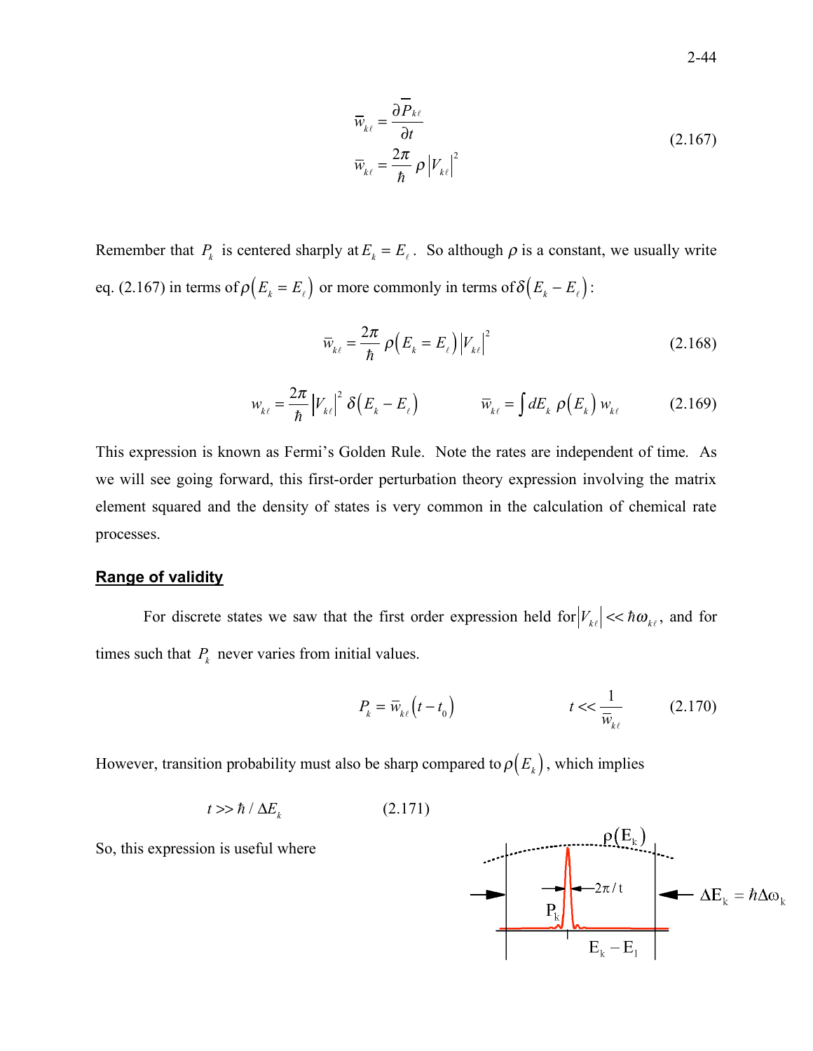$$
\begin{aligned}
\overline{w}_{k\ell} &= \frac{\partial \overline{P}_{k\ell}}{\partial t} \\
\overline{w}_{k\ell} &= \frac{2\pi}{\hbar}\,\rho\left|V_{k\ell}\right|^2
\end{aligned}
\tag{2.167}
$$

Remember that $P_k$ is centered sharply at $E_k = E_\ell$. So although $\rho$ is a constant, we usually write eq. (2.167) in terms of $\rho\left(E_k = E_\ell\right)$ or more commonly in terms of $\delta\left(E_k - E_\ell\right)$:

$$
\overline{w}_{k\ell} = \frac{2\pi}{\hbar}\,\rho\left(E_k = E_\ell\right)\left|V_{k\ell}\right|^2 \tag{2.168}
$$

$$
w_{k\ell} = \frac{2\pi}{\hbar}\left|V_{k\ell}\right|^2\,\delta\left(E_k - E_\ell\right) \qquad \overline{w}_{k\ell} = \int dE_k\;\rho\left(E_k\right)w_{k\ell} \tag{2.169}
$$

This expression is known as Fermi's Golden Rule. Note the rates are independent of time. As we will see going forward, this first-order perturbation theory expression involving the matrix element squared and the density of states is very common in the calculation of chemical rate processes.

## Range of validity

For discrete states we saw that the first order expression held for $\left|V_{k\ell}\right| << \hbar\omega_{k\ell}$, and for times such that $P_k$ never varies from initial values.

$$
P_k = \overline{w}_{k\ell}\left(t - t_0\right) \qquad\qquad t << \frac{1}{\overline{w}_{k\ell}} \tag{2.170}
$$

However, transition probability must also be sharp compared to $\rho\left(E_k\right)$, which implies

$$
t >> \hbar / \Delta E_k \tag{2.171}
$$

So, this expression is useful where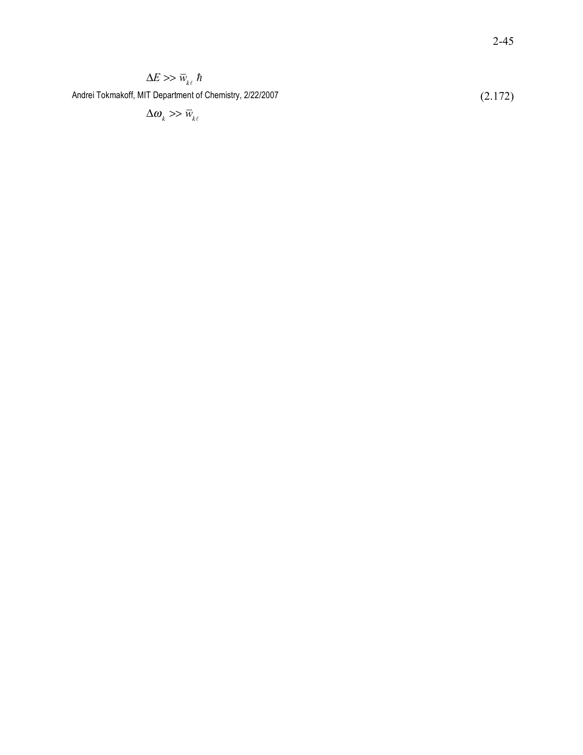$$\Delta E >> \bar{w}_{k\ell}\,\hbar$$
$$\Delta\omega_k >> \bar{w}_{k\ell} \tag{2.172}$$